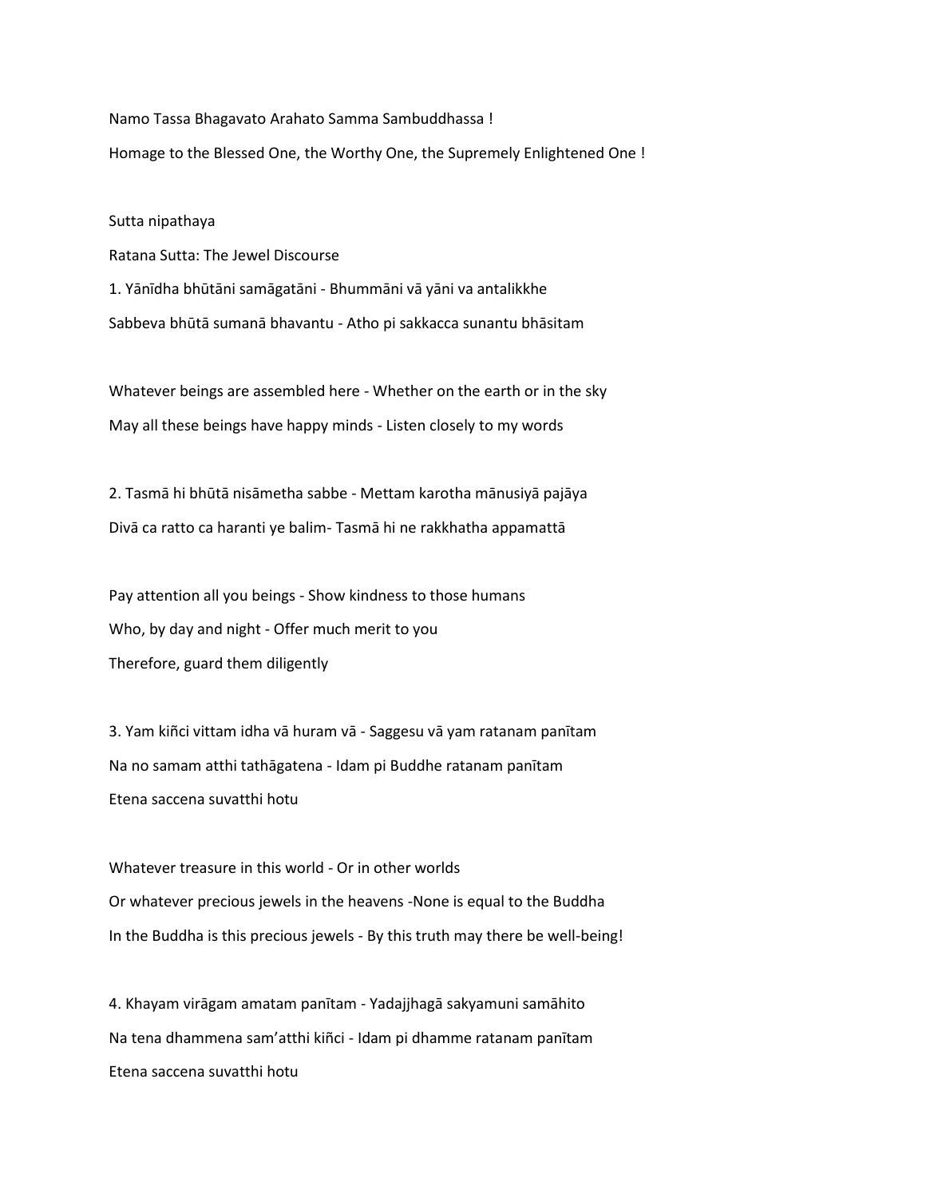Namo Tassa Bhagavato Arahato Samma Sambuddhassa !

Homage to the Blessed One, the Worthy One, the Supremely Enlightened One !

Sutta nipathaya

Ratana Sutta: The Jewel Discourse

1. Yānīdha bhūtāni samāgatāni - Bhummāni vā yāni va antalikkhe

Sabbeva bhūtā sumanā bhavantu - Atho pi sakkacca sunantu bhāsitam

Whatever beings are assembled here - Whether on the earth or in the sky

May all these beings have happy minds - Listen closely to my words

2. Tasmā hi bhūtā nisāmetha sabbe - Mettam karotha mānusiyā pajāya

Divā ca ratto ca haranti ye balim- Tasmā hi ne rakkhatha appamattā

Pay attention all you beings - Show kindness to those humans

Who, by day and night - Offer much merit to you

Therefore, guard them diligently

3. Yam kiñci vittam idha vā huram vā - Saggesu vā yam ratanam panītam

Na no samam atthi tathāgatena - Idam pi Buddhe ratanam panītam

Etena saccena suvatthi hotu

Whatever treasure in this world - Or in other worlds

Or whatever precious jewels in the heavens -None is equal to the Buddha

In the Buddha is this precious jewels - By this truth may there be well-being!

4. Khayam virāgam amatam panītam - Yadajjhagā sakyamuni samāhito

Na tena dhammena sam'atthi kiñci - Idam pi dhamme ratanam panītam

Etena saccena suvatthi hotu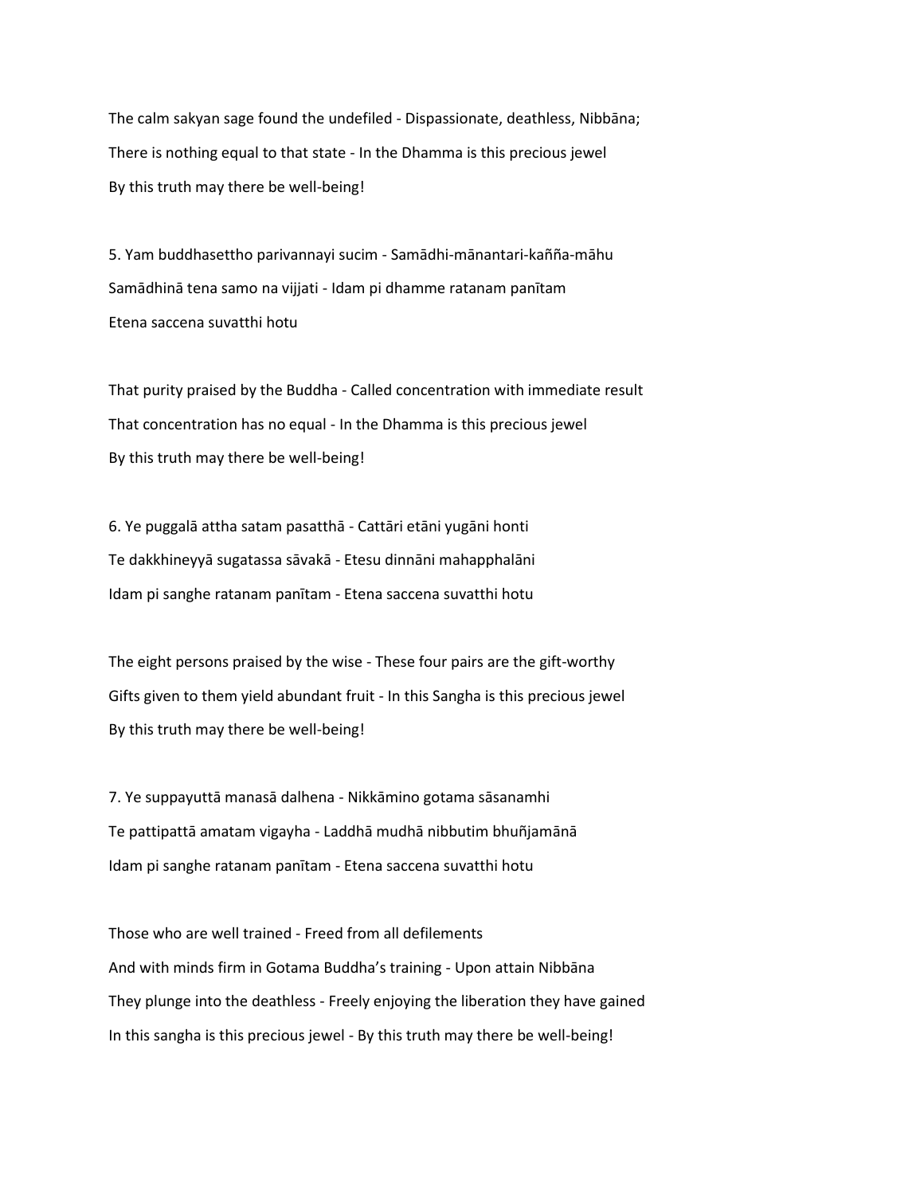The calm sakyan sage found the undefiled - Dispassionate, deathless, Nibbāna;

There is nothing equal to that state - In the Dhamma is this precious jewel

By this truth may there be well-being!

5. Yam buddhasettho parivannayi sucim - Samādhi-mānantari-kañña-māhu

Samādhinā tena samo na vijjati - Idam pi dhamme ratanam panītam

Etena saccena suvatthi hotu

That purity praised by the Buddha - Called concentration with immediate result

That concentration has no equal - In the Dhamma is this precious jewel

By this truth may there be well-being!

6. Ye puggalā attha satam pasatthā - Cattāri etāni yugāni honti

Te dakkhineyyā sugatassa sāvakā - Etesu dinnāni mahapphalāni

Idam pi sanghe ratanam panītam - Etena saccena suvatthi hotu

The eight persons praised by the wise - These four pairs are the gift-worthy

Gifts given to them yield abundant fruit - In this Sangha is this precious jewel

By this truth may there be well-being!

7. Ye suppayuttā manasā dalhena - Nikkāmino gotama sāsanamhi

Te pattipattā amatam vigayha - Laddhā mudhā nibbutim bhuñjamānā

Idam pi sanghe ratanam panītam - Etena saccena suvatthi hotu

Those who are well trained - Freed from all defilements

And with minds firm in Gotama Buddha's training - Upon attain Nibbāna

They plunge into the deathless - Freely enjoying the liberation they have gained

In this sangha is this precious jewel - By this truth may there be well-being!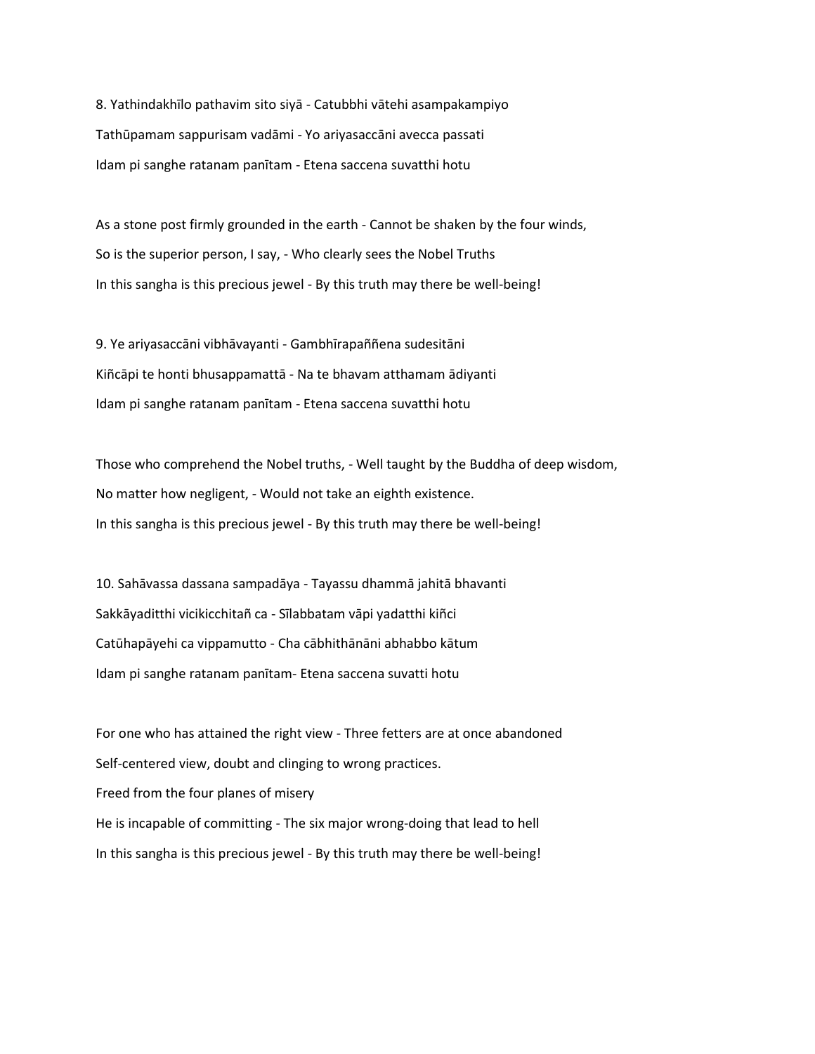8. Yathindakhīlo pathavim sito siyā - Catubbhi vātehi asampakampiyo

Tathūpamam sappurisam vadāmi - Yo ariyasaccāni avecca passati

Idam pi sanghe ratanam panītam - Etena saccena suvatthi hotu

As a stone post firmly grounded in the earth - Cannot be shaken by the four winds,

So is the superior person, I say, - Who clearly sees the Nobel Truths

In this sangha is this precious jewel - By this truth may there be well-being!

9. Ye ariyasaccāni vibhāvayanti - Gambhīrapaññena sudesitāni

Kiñcāpi te honti bhusappamattā - Na te bhavam atthamam ādiyanti

Idam pi sanghe ratanam panītam - Etena saccena suvatthi hotu

Those who comprehend the Nobel truths, - Well taught by the Buddha of deep wisdom,

No matter how negligent, - Would not take an eighth existence.

In this sangha is this precious jewel - By this truth may there be well-being!

10. Sahāvassa dassana sampadāya - Tayassu dhammā jahitā bhavanti

Sakkāyaditthi vicikicchitañ ca - Sīlabbatam vāpi yadatthi kiñci

Catūhapāyehi ca vippamutto - Cha cābhithānāni abhabbo kātum

Idam pi sanghe ratanam panītam- Etena saccena suvatti hotu

For one who has attained the right view - Three fetters are at once abandoned

Self-centered view, doubt and clinging to wrong practices.

Freed from the four planes of misery

He is incapable of committing - The six major wrong-doing that lead to hell

In this sangha is this precious jewel - By this truth may there be well-being!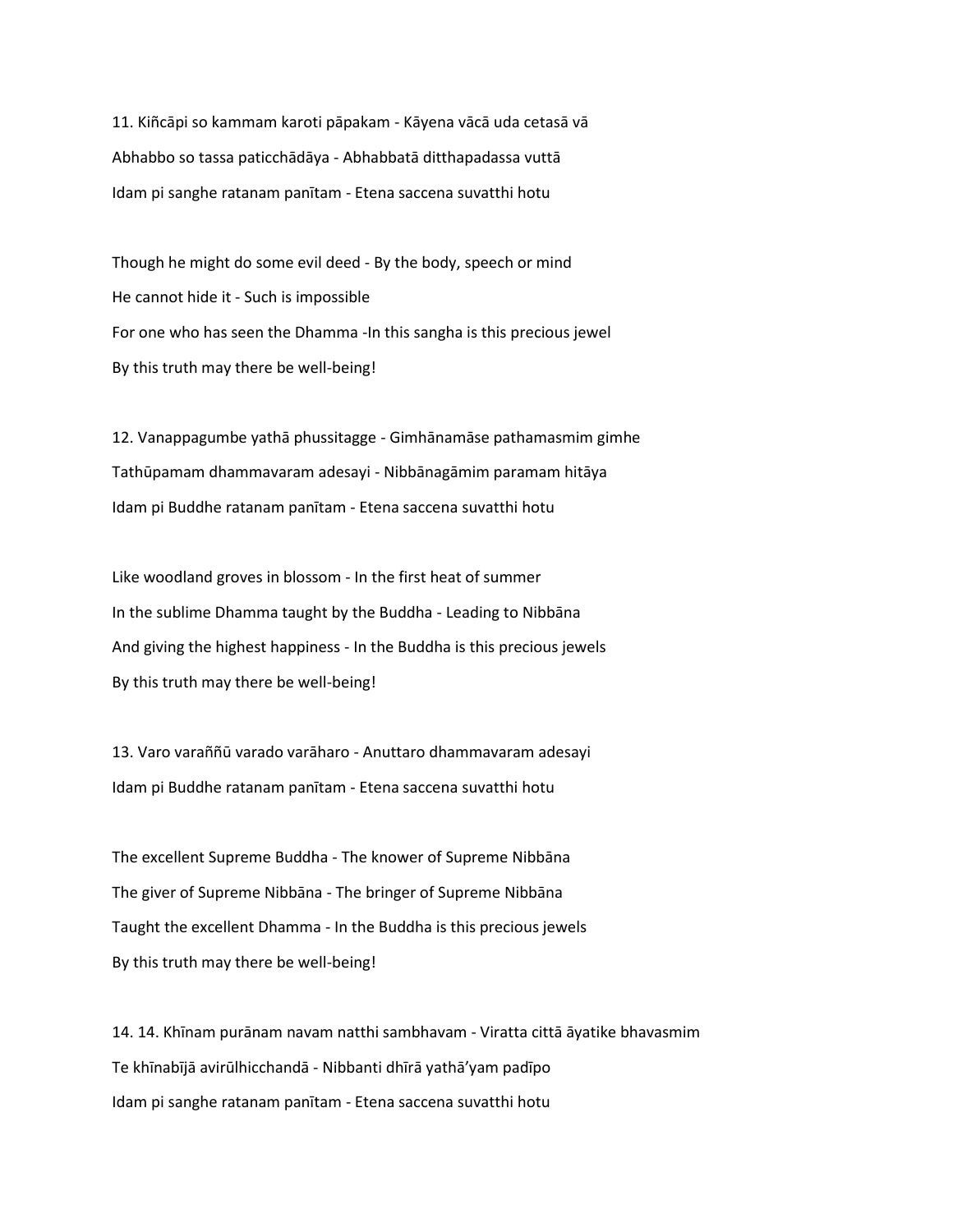11. Kiñcāpi so kammam karoti pāpakam - Kāyena vācā uda cetasā vā
Abhabbo so tassa paticchādāya - Abhabbatā ditthapadassa vuttā
Idam pi sanghe ratanam panītam - Etena saccena suvatthi hotu

Though he might do some evil deed - By the body, speech or mind
He cannot hide it - Such is impossible
For one who has seen the Dhamma -In this sangha is this precious jewel
By this truth may there be well-being!

12. Vanappagumbe yathā phussitagge - Gimhānamāse pathamasmim gimhe
Tathūpamam dhammavaram adesayi - Nibbānagāmim paramam hitāya
Idam pi Buddhe ratanam panītam - Etena saccena suvatthi hotu

Like woodland groves in blossom - In the first heat of summer
In the sublime Dhamma taught by the Buddha - Leading to Nibbāna
And giving the highest happiness - In the Buddha is this precious jewels
By this truth may there be well-being!

13. Varo varaññū varado varāharo - Anuttaro dhammavaram adesayi
Idam pi Buddhe ratanam panītam - Etena saccena suvatthi hotu

The excellent Supreme Buddha - The knower of Supreme Nibbāna
The giver of Supreme Nibbāna - The bringer of Supreme Nibbāna
Taught the excellent Dhamma - In the Buddha is this precious jewels
By this truth may there be well-being!

14. 14. Khīnam purānam navam natthi sambhavam - Viratta cittā āyatike bhavasmim
Te khīnabījā avirūlhicchandā - Nibbanti dhīrā yathā'yam padīpo
Idam pi sanghe ratanam panītam - Etena saccena suvatthi hotu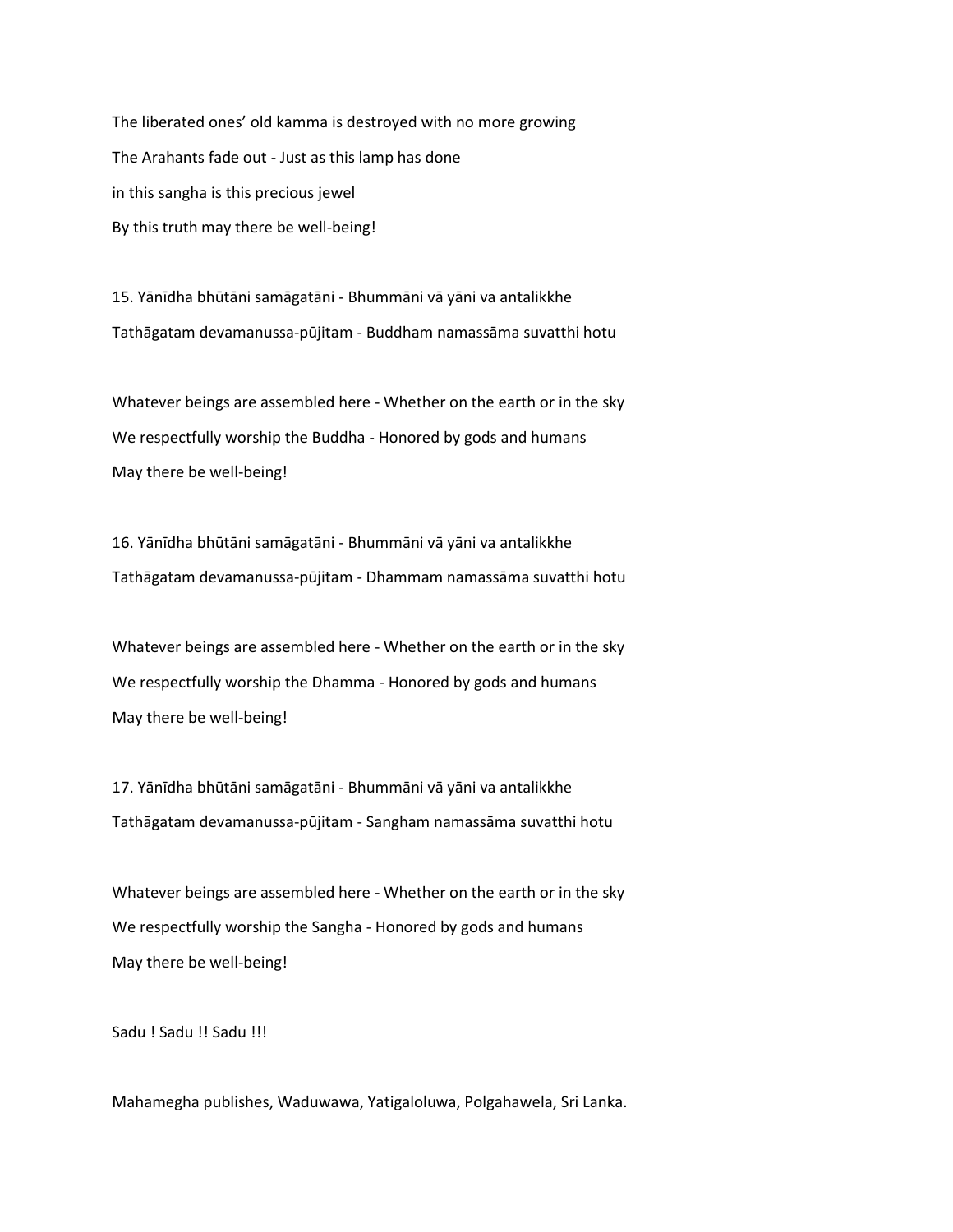The liberated ones' old kamma is destroyed with no more growing

The Arahants fade out - Just as this lamp has done

in this sangha is this precious jewel

By this truth may there be well-being!

15. Yānīdha bhūtāni samāgatāni - Bhummāni vā yāni va antalikkhe

Tathāgatam devamanussa-pūjitam - Buddham namassāma suvatthi hotu

Whatever beings are assembled here - Whether on the earth or in the sky

We respectfully worship the Buddha - Honored by gods and humans

May there be well-being!

16. Yānīdha bhūtāni samāgatāni - Bhummāni vā yāni va antalikkhe

Tathāgatam devamanussa-pūjitam - Dhammam namassāma suvatthi hotu

Whatever beings are assembled here - Whether on the earth or in the sky

We respectfully worship the Dhamma - Honored by gods and humans

May there be well-being!

17. Yānīdha bhūtāni samāgatāni - Bhummāni vā yāni va antalikkhe

Tathāgatam devamanussa-pūjitam - Sangham namassāma suvatthi hotu

Whatever beings are assembled here - Whether on the earth or in the sky

We respectfully worship the Sangha - Honored by gods and humans

May there be well-being!

Sadu ! Sadu !! Sadu !!!

Mahamegha publishes, Waduwawa, Yatigaloluwa, Polgahawela, Sri Lanka.